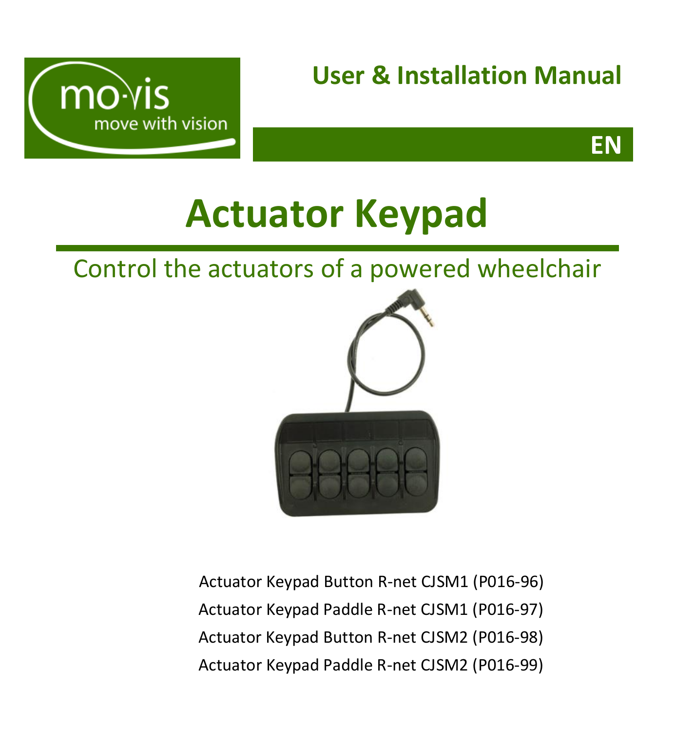mo·vis

move with vision

User & Installation Manual

EN

# Actuator Keypad

## Control the actuators of a powered wheelchair

Actuator Keypad Button R-net CJSM1 (P016-96)

Actuator Keypad Paddle R-net CJSM1 (P016-97)

Actuator Keypad Button R-net CJSM2 (P016-98)

Actuator Keypad Paddle R-net CJSM2 (P016-99)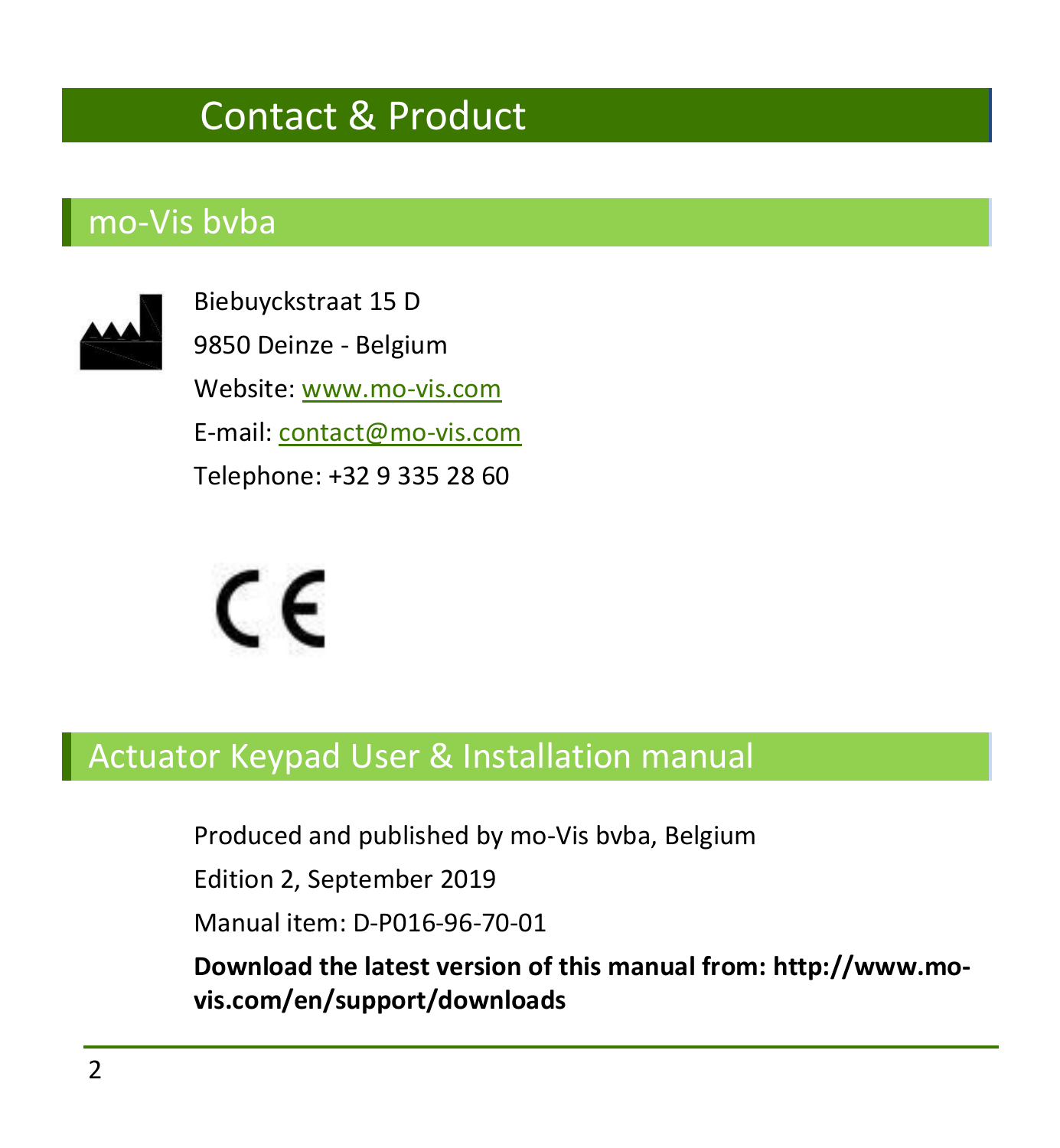# Contact & Product

## mo-Vis bvba

Biebuyckstraat 15 D

9850 Deinze - Belgium

Website: www.mo-vis.com

E-mail: contact@mo-vis.com

Telephone: +32 9 335 28 60

## Actuator Keypad User & Installation manual

Produced and published by mo-Vis bvba, Belgium

Edition 2, September 2019

Manual item: D-P016-96-70-01

**Download the latest version of this manual from: http://www.mo-vis.com/en/support/downloads**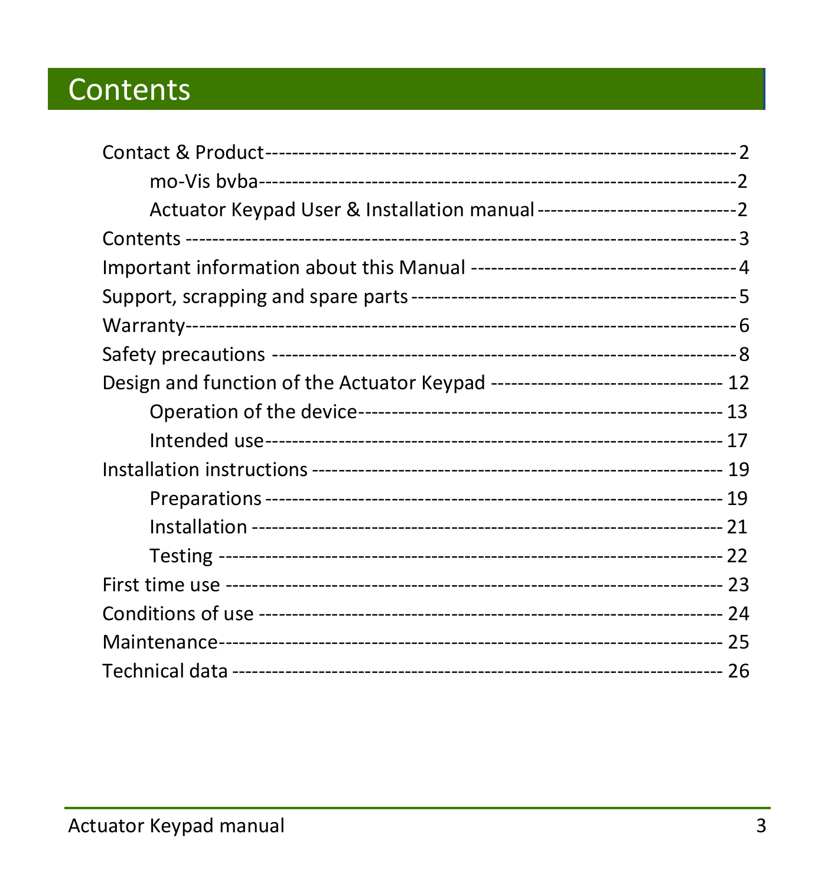# Contents

Contact & Product ---------------------------------------------------------------- 2

  mo-Vis bvba ---------------------------------------------------------------- 2

  Actuator Keypad User & Installation manual ------------------------------ 2

Contents ---------------------------------------------------------------------- 3

Important information about this Manual ---------------------------------------- 4

Support, scrapping and spare parts ------------------------------------------------ 5

Warranty ---------------------------------------------------------------------- 6

Safety precautions ------------------------------------------------------------- 8

Design and function of the Actuator Keypad ----------------------------------- 12

  Operation of the device ------------------------------------------------------ 13

  Intended use --------------------------------------------------------------- 17

Installation instructions ------------------------------------------------------ 19

  Preparations --------------------------------------------------------------- 19

  Installation ---------------------------------------------------------------- 21

  Testing -------------------------------------------------------------------- 22

First time use ---------------------------------------------------------------- 23

Conditions of use ------------------------------------------------------------- 24

Maintenance ------------------------------------------------------------------ 25

Technical data --------------------------------------------------------------- 26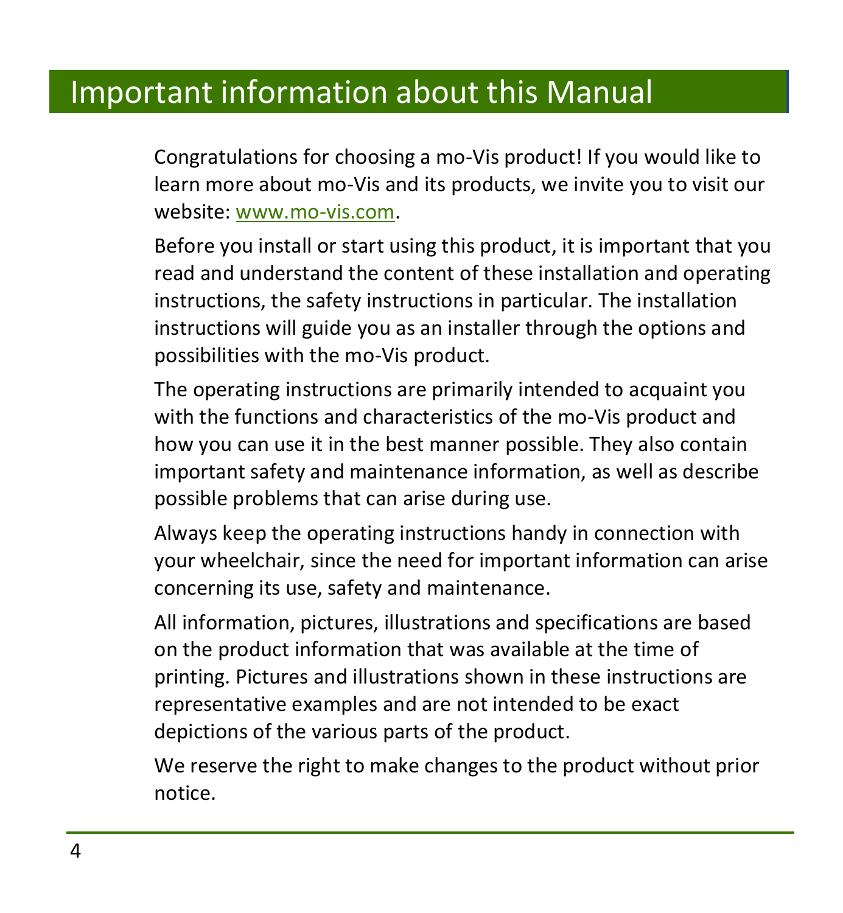# Important information about this Manual

Congratulations for choosing a mo-Vis product! If you would like to learn more about mo-Vis and its products, we invite you to visit our website: www.mo-vis.com.

Before you install or start using this product, it is important that you read and understand the content of these installation and operating instructions, the safety instructions in particular. The installation instructions will guide you as an installer through the options and possibilities with the mo-Vis product.

The operating instructions are primarily intended to acquaint you with the functions and characteristics of the mo-Vis product and how you can use it in the best manner possible. They also contain important safety and maintenance information, as well as describe possible problems that can arise during use.

Always keep the operating instructions handy in connection with your wheelchair, since the need for important information can arise concerning its use, safety and maintenance.

All information, pictures, illustrations and specifications are based on the product information that was available at the time of printing. Pictures and illustrations shown in these instructions are representative examples and are not intended to be exact depictions of the various parts of the product.

We reserve the right to make changes to the product without prior notice.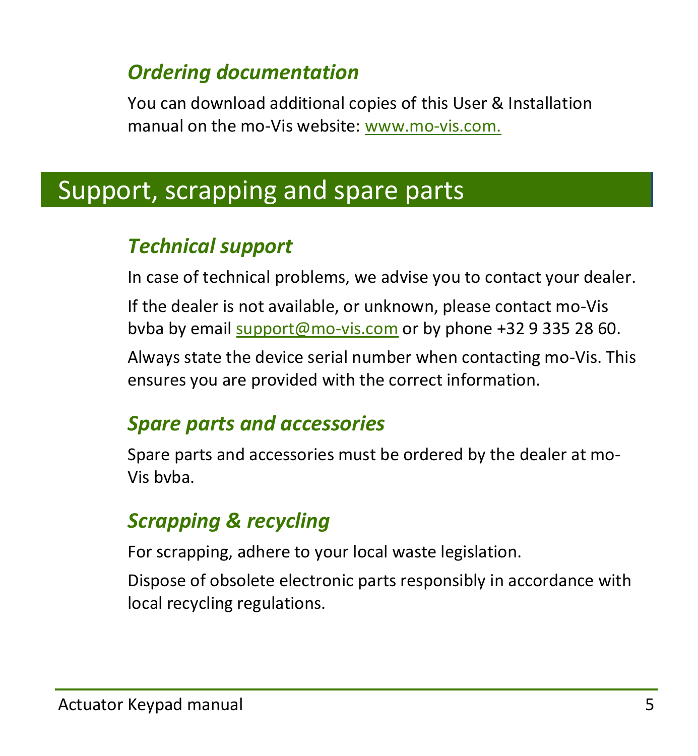### *Ordering documentation*

You can download additional copies of this User & Installation manual on the mo-Vis website: www.mo-vis.com.

## Support, scrapping and spare parts

### *Technical support*

In case of technical problems, we advise you to contact your dealer.

If the dealer is not available, or unknown, please contact mo-Vis bvba by email support@mo-vis.com or by phone +32 9 335 28 60.

Always state the device serial number when contacting mo-Vis. This ensures you are provided with the correct information.

### *Spare parts and accessories*

Spare parts and accessories must be ordered by the dealer at mo-Vis bvba.

### *Scrapping & recycling*

For scrapping, adhere to your local waste legislation.

Dispose of obsolete electronic parts responsibly in accordance with local recycling regulations.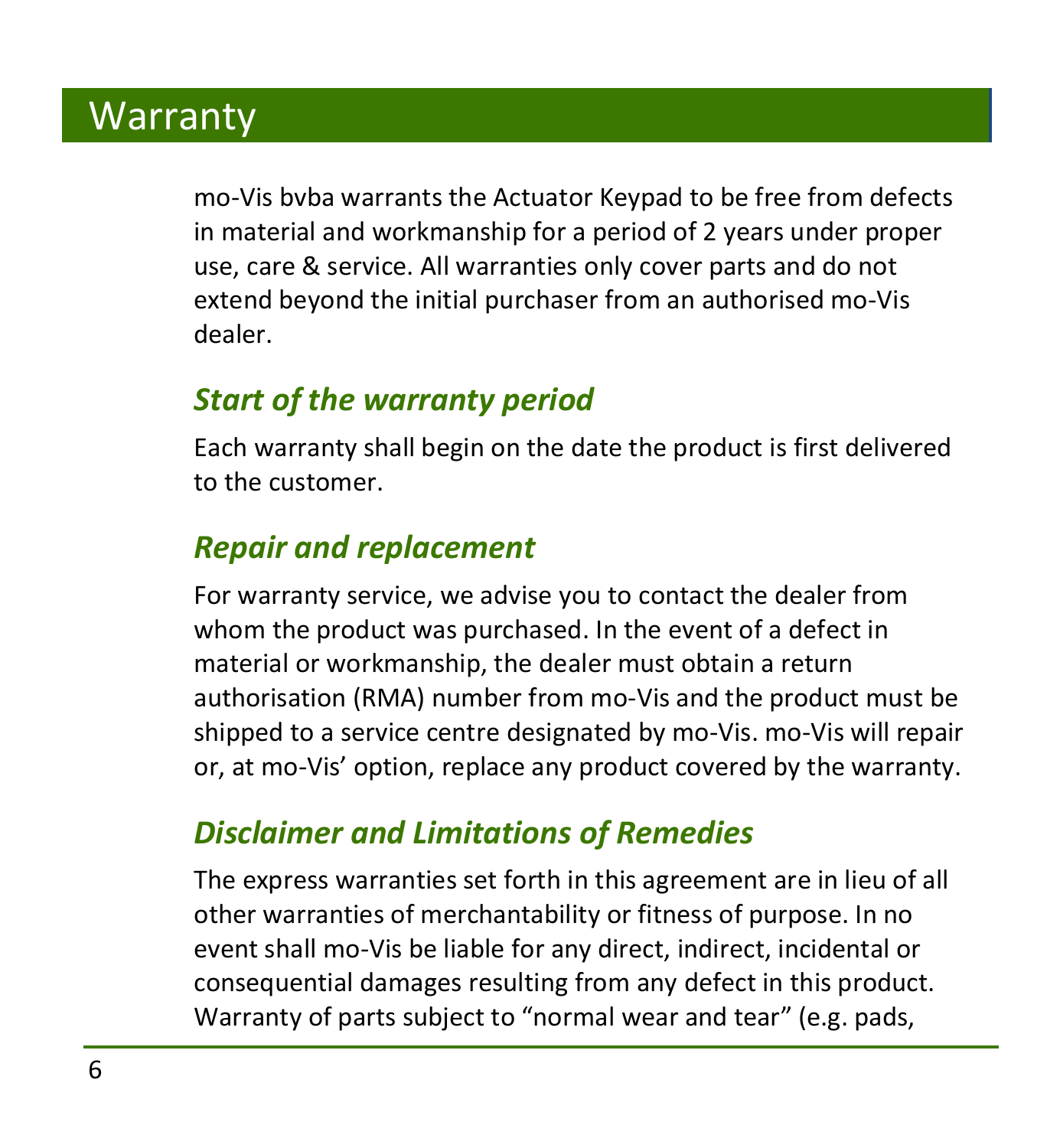# Warranty

mo-Vis bvba warrants the Actuator Keypad to be free from defects in material and workmanship for a period of 2 years under proper use, care & service. All warranties only cover parts and do not extend beyond the initial purchaser from an authorised mo-Vis dealer.

## *Start of the warranty period*

Each warranty shall begin on the date the product is first delivered to the customer.

## *Repair and replacement*

For warranty service, we advise you to contact the dealer from whom the product was purchased. In the event of a defect in material or workmanship, the dealer must obtain a return authorisation (RMA) number from mo-Vis and the product must be shipped to a service centre designated by mo-Vis. mo-Vis will repair or, at mo-Vis' option, replace any product covered by the warranty.

## *Disclaimer and Limitations of Remedies*

The express warranties set forth in this agreement are in lieu of all other warranties of merchantability or fitness of purpose. In no event shall mo-Vis be liable for any direct, indirect, incidental or consequential damages resulting from any defect in this product. Warranty of parts subject to "normal wear and tear" (e.g. pads,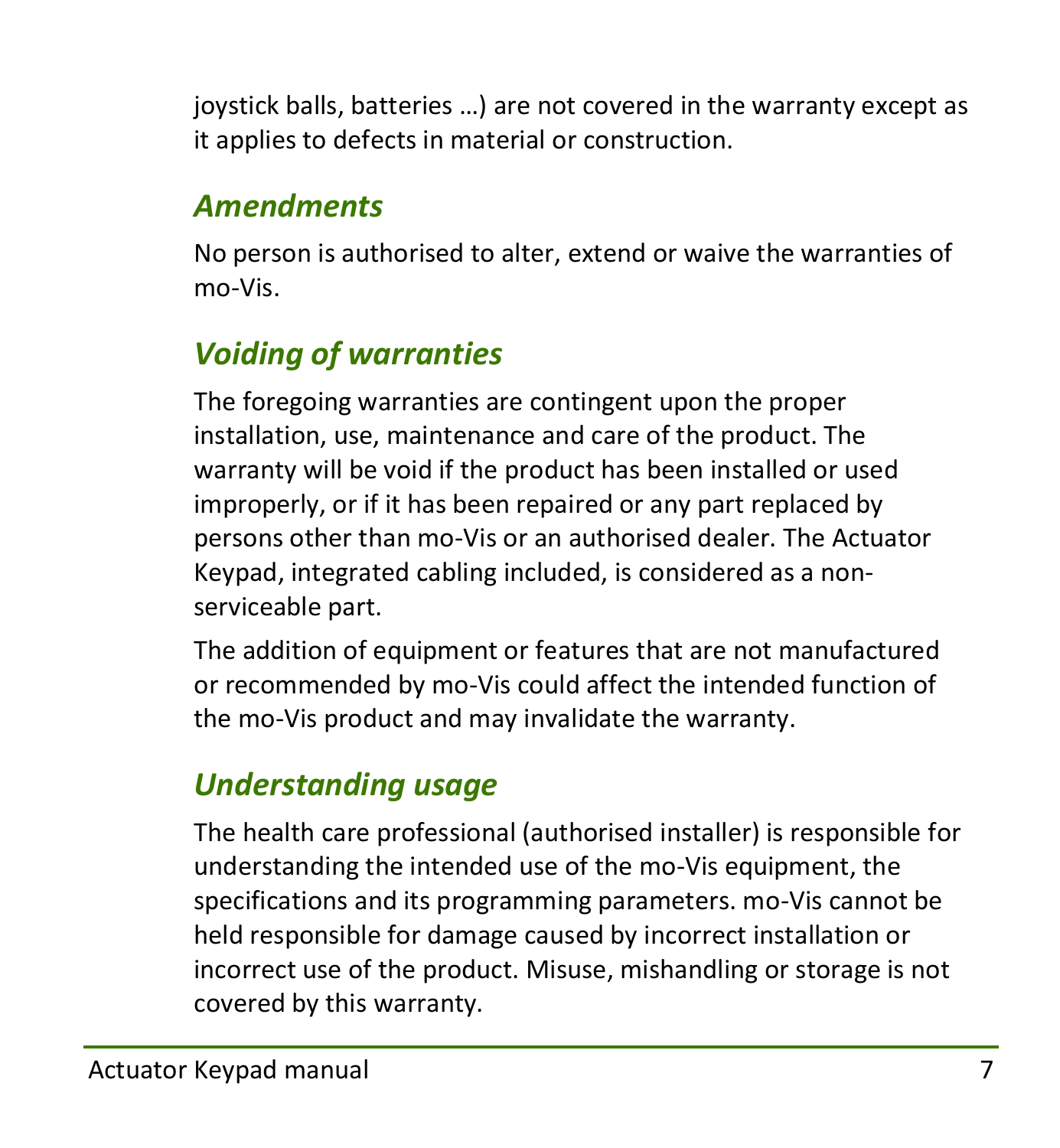joystick balls, batteries …) are not covered in the warranty except as it applies to defects in material or construction.

## *Amendments*

No person is authorised to alter, extend or waive the warranties of mo-Vis.

## *Voiding of warranties*

The foregoing warranties are contingent upon the proper installation, use, maintenance and care of the product. The warranty will be void if the product has been installed or used improperly, or if it has been repaired or any part replaced by persons other than mo-Vis or an authorised dealer. The Actuator Keypad, integrated cabling included, is considered as a non-serviceable part.

The addition of equipment or features that are not manufactured or recommended by mo-Vis could affect the intended function of the mo-Vis product and may invalidate the warranty.

## *Understanding usage*

The health care professional (authorised installer) is responsible for understanding the intended use of the mo-Vis equipment, the specifications and its programming parameters. mo-Vis cannot be held responsible for damage caused by incorrect installation or incorrect use of the product. Misuse, mishandling or storage is not covered by this warranty.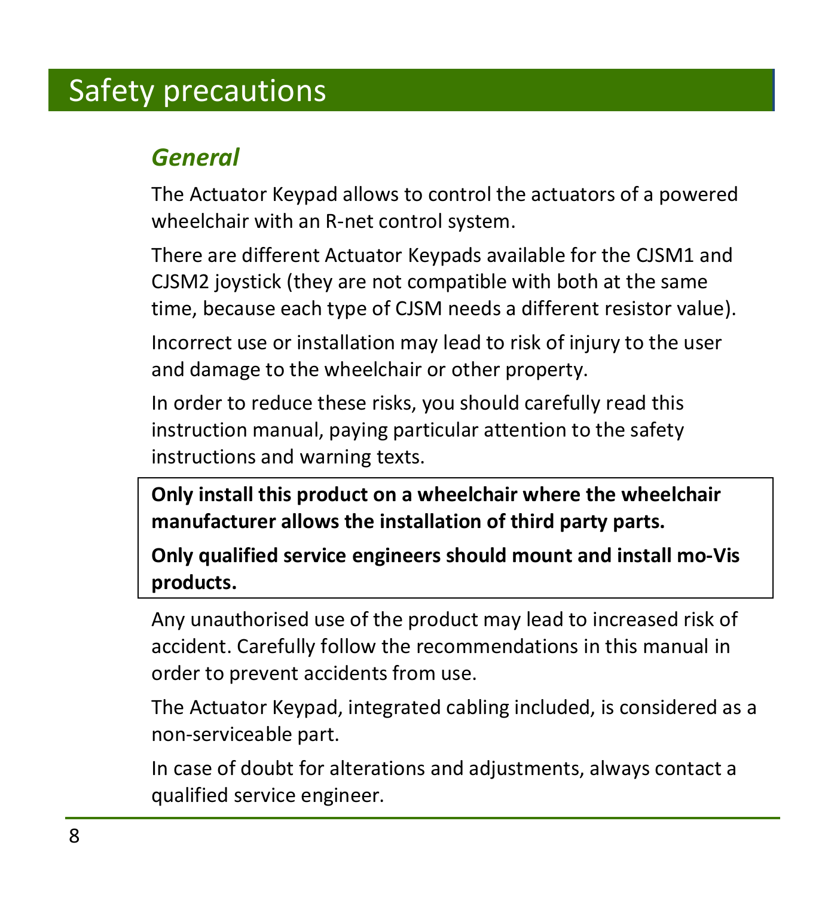# Safety precautions

## *General*

The Actuator Keypad allows to control the actuators of a powered wheelchair with an R-net control system.

There are different Actuator Keypads available for the CJSM1 and CJSM2 joystick (they are not compatible with both at the same time, because each type of CJSM needs a different resistor value).

Incorrect use or installation may lead to risk of injury to the user and damage to the wheelchair or other property.

In order to reduce these risks, you should carefully read this instruction manual, paying particular attention to the safety instructions and warning texts.

**Only install this product on a wheelchair where the wheelchair manufacturer allows the installation of third party parts.**

**Only qualified service engineers should mount and install mo-Vis products.**

Any unauthorised use of the product may lead to increased risk of accident. Carefully follow the recommendations in this manual in order to prevent accidents from use.

The Actuator Keypad, integrated cabling included, is considered as a non-serviceable part.

In case of doubt for alterations and adjustments, always contact a qualified service engineer.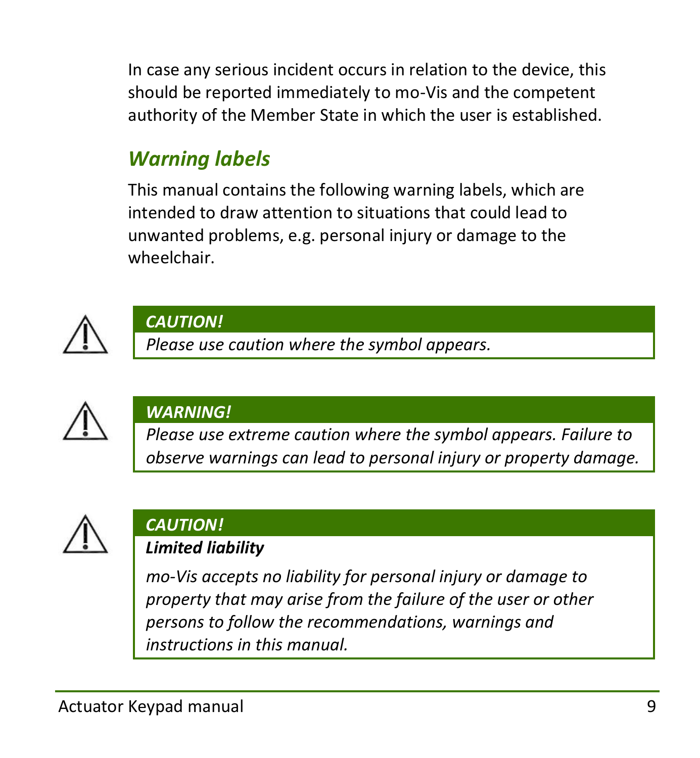In case any serious incident occurs in relation to the device, this should be reported immediately to mo-Vis and the competent authority of the Member State in which the user is established.

## *Warning labels*

This manual contains the following warning labels, which are intended to draw attention to situations that could lead to unwanted problems, e.g. personal injury or damage to the wheelchair.

> ⚠ ***CAUTION!***
>
> *Please use caution where the symbol appears.*

> ⚠ ***WARNING!***
>
> *Please use extreme caution where the symbol appears. Failure to observe warnings can lead to personal injury or property damage.*

> ⚠ ***CAUTION!***
>
> ***Limited liability***
>
> *mo-Vis accepts no liability for personal injury or damage to property that may arise from the failure of the user or other persons to follow the recommendations, warnings and instructions in this manual.*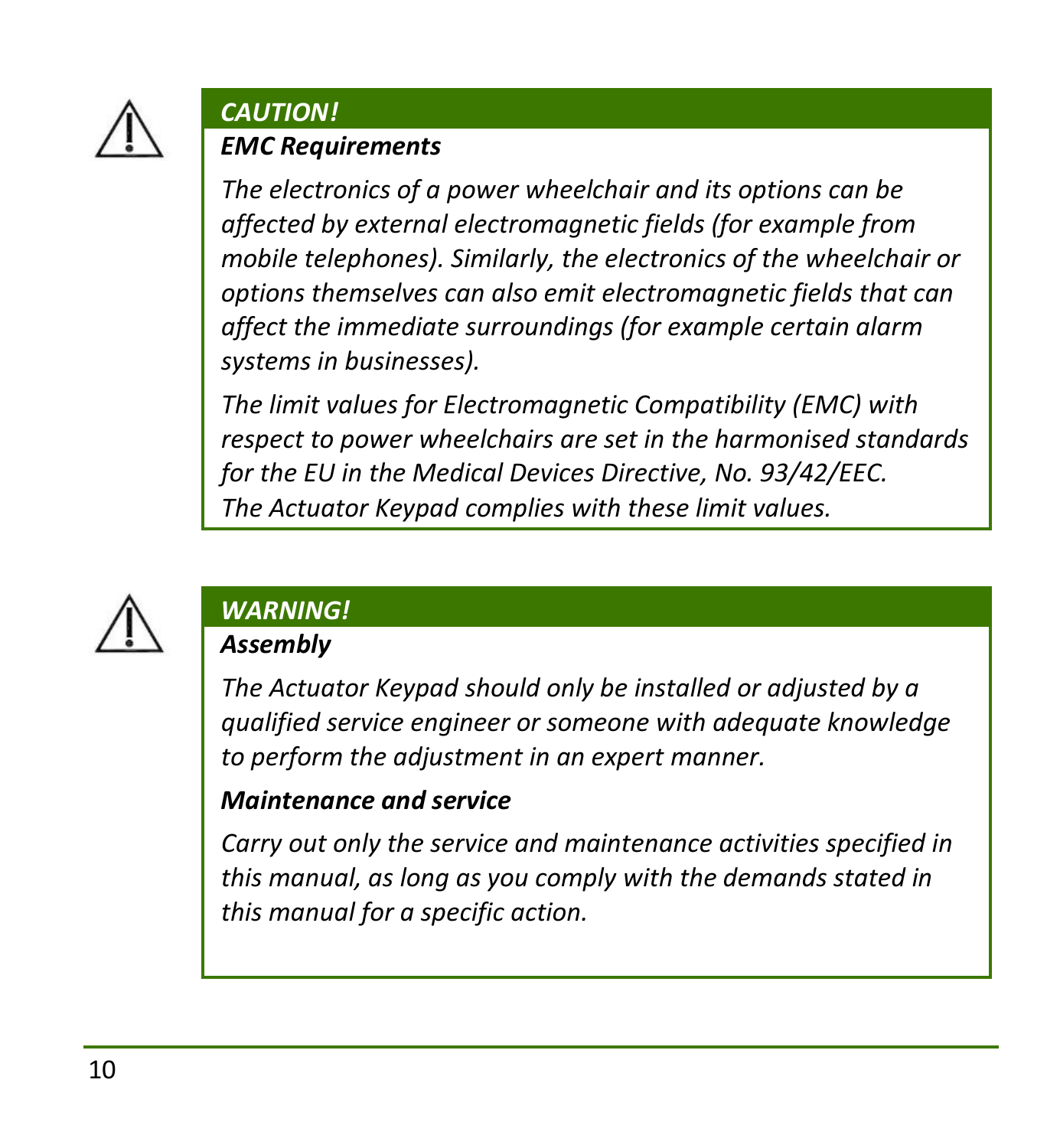***CAUTION!***

***EMC Requirements***

*The electronics of a power wheelchair and its options can be affected by external electromagnetic fields (for example from mobile telephones). Similarly, the electronics of the wheelchair or options themselves can also emit electromagnetic fields that can affect the immediate surroundings (for example certain alarm systems in businesses).*

*The limit values for Electromagnetic Compatibility (EMC) with respect to power wheelchairs are set in the harmonised standards for the EU in the Medical Devices Directive, No. 93/42/EEC. The Actuator Keypad complies with these limit values.*

***WARNING!***

***Assembly***

*The Actuator Keypad should only be installed or adjusted by a qualified service engineer or someone with adequate knowledge to perform the adjustment in an expert manner.*

***Maintenance and service***

*Carry out only the service and maintenance activities specified in this manual, as long as you comply with the demands stated in this manual for a specific action.*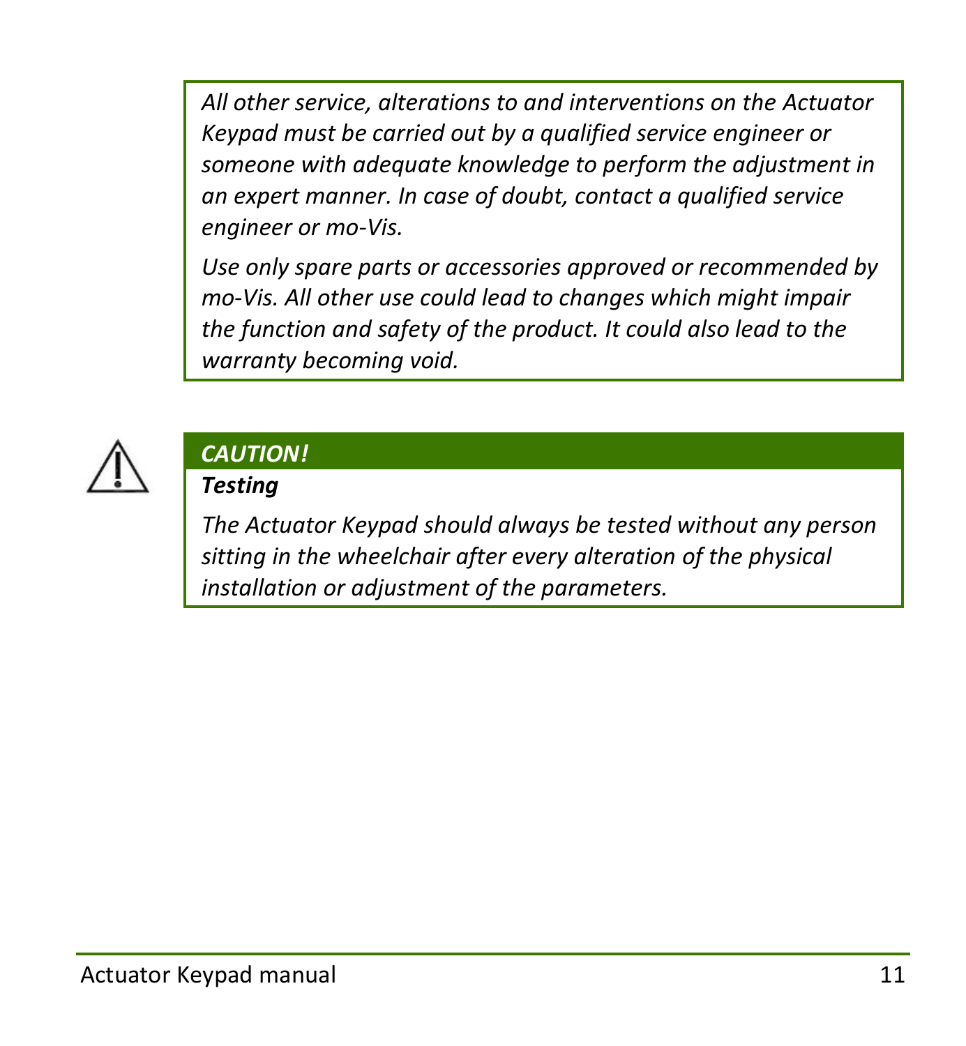*All other service, alterations to and interventions on the Actuator Keypad must be carried out by a qualified service engineer or someone with adequate knowledge to perform the adjustment in an expert manner. In case of doubt, contact a qualified service engineer or mo-Vis.*

*Use only spare parts or accessories approved or recommended by mo-Vis. All other use could lead to changes which might impair the function and safety of the product. It could also lead to the warranty becoming void.*

***CAUTION!***

***Testing***

*The Actuator Keypad should always be tested without any person sitting in the wheelchair after every alteration of the physical installation or adjustment of the parameters.*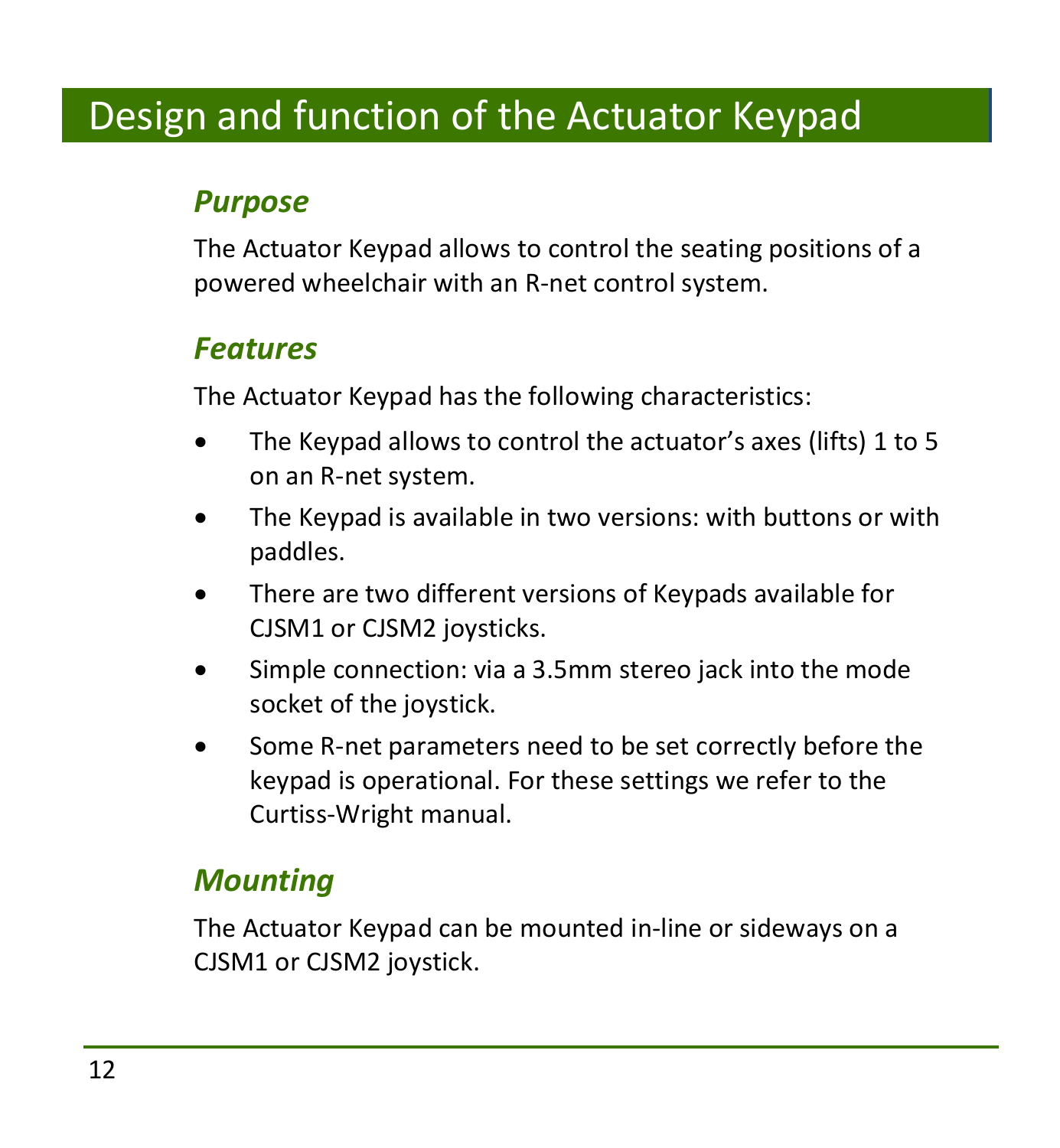# Design and function of the Actuator Keypad

## *Purpose*

The Actuator Keypad allows to control the seating positions of a powered wheelchair with an R-net control system.

## *Features*

The Actuator Keypad has the following characteristics:

- The Keypad allows to control the actuator's axes (lifts) 1 to 5 on an R-net system.
- The Keypad is available in two versions: with buttons or with paddles.
- There are two different versions of Keypads available for CJSM1 or CJSM2 joysticks.
- Simple connection: via a 3.5mm stereo jack into the mode socket of the joystick.
- Some R-net parameters need to be set correctly before the keypad is operational. For these settings we refer to the Curtiss-Wright manual.

## *Mounting*

The Actuator Keypad can be mounted in-line or sideways on a CJSM1 or CJSM2 joystick.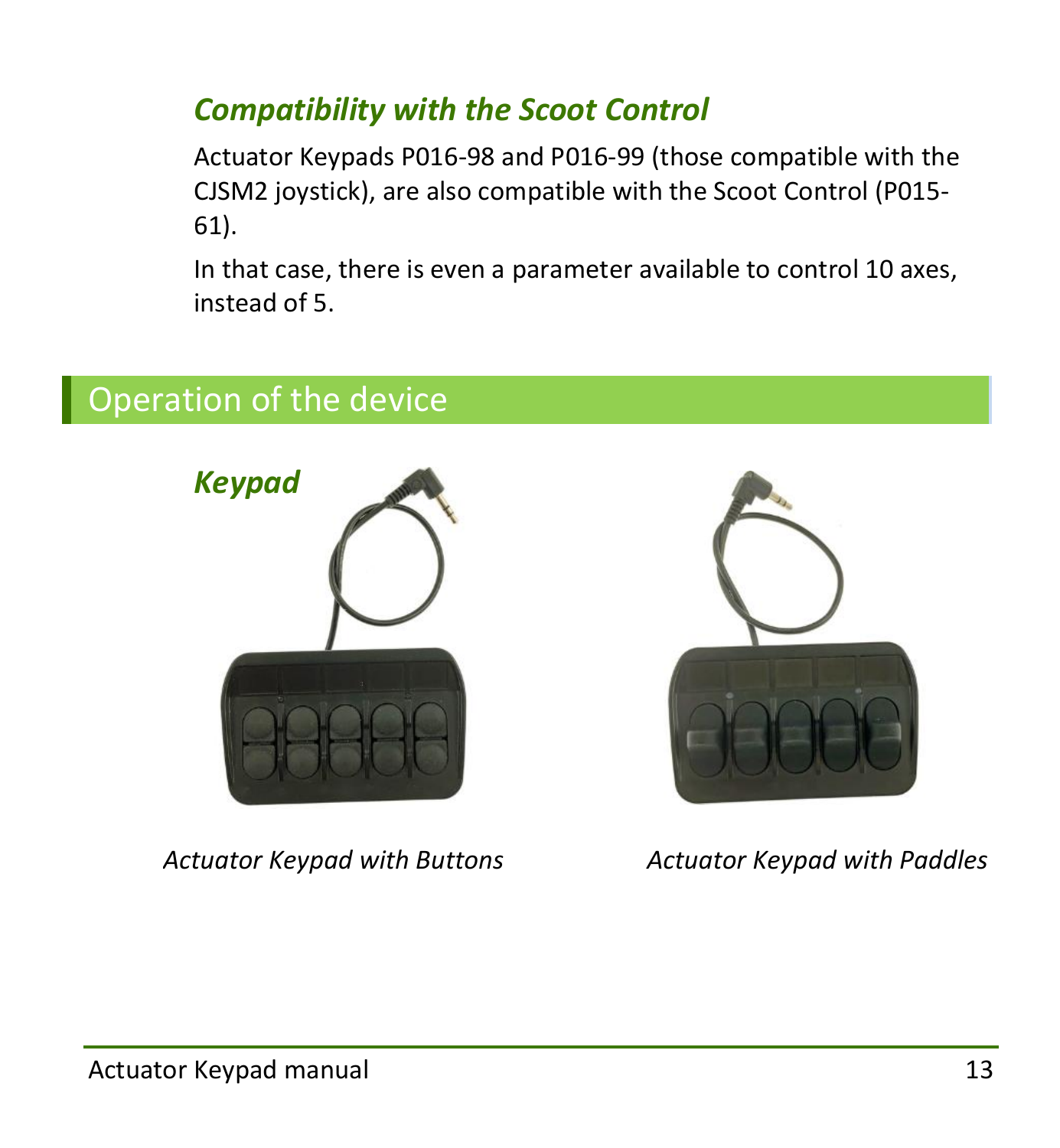### *Compatibility with the Scoot Control*

Actuator Keypads P016-98 and P016-99 (those compatible with the CJSM2 joystick), are also compatible with the Scoot Control (P015-61).

In that case, there is even a parameter available to control 10 axes, instead of 5.

## Operation of the device

### *Keypad*

*Actuator Keypad with Buttons*

*Actuator Keypad with Paddles*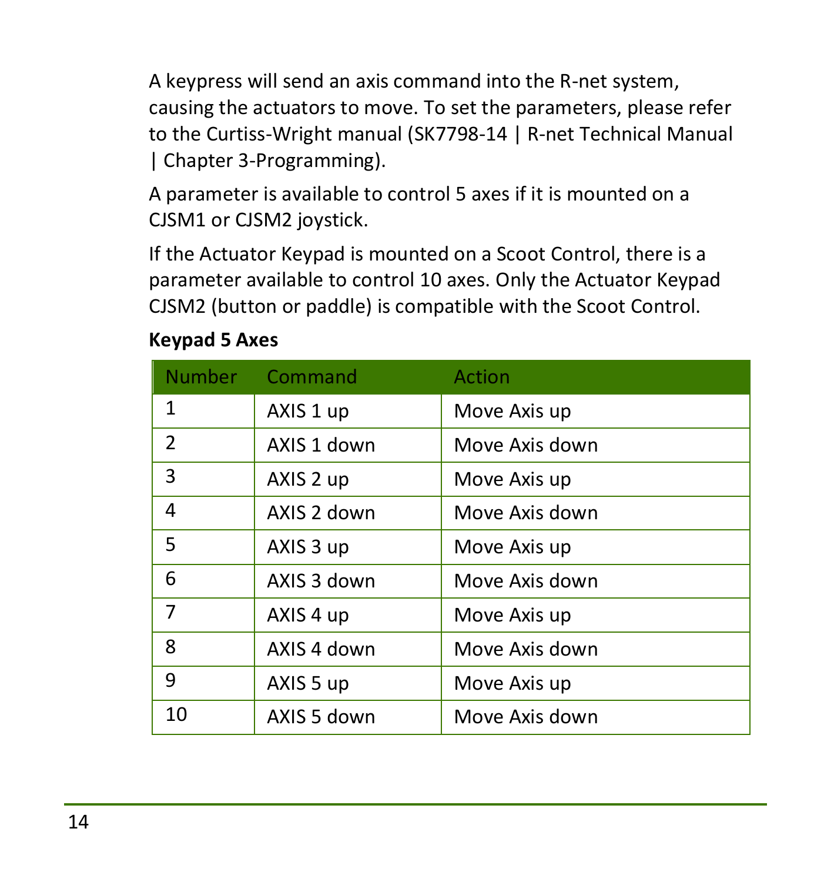A keypress will send an axis command into the R-net system, causing the actuators to move. To set the parameters, please refer to the Curtiss-Wright manual (SK7798-14 | R-net Technical Manual | Chapter 3-Programming).

A parameter is available to control 5 axes if it is mounted on a CJSM1 or CJSM2 joystick.

If the Actuator Keypad is mounted on a Scoot Control, there is a parameter available to control 10 axes. Only the Actuator Keypad CJSM2 (button or paddle) is compatible with the Scoot Control.

**Keypad 5 Axes**

| Number | Command | Action |
|---|---|---|
| 1 | AXIS 1 up | Move Axis up |
| 2 | AXIS 1 down | Move Axis down |
| 3 | AXIS 2 up | Move Axis up |
| 4 | AXIS 2 down | Move Axis down |
| 5 | AXIS 3 up | Move Axis up |
| 6 | AXIS 3 down | Move Axis down |
| 7 | AXIS 4 up | Move Axis up |
| 8 | AXIS 4 down | Move Axis down |
| 9 | AXIS 5 up | Move Axis up |
| 10 | AXIS 5 down | Move Axis down |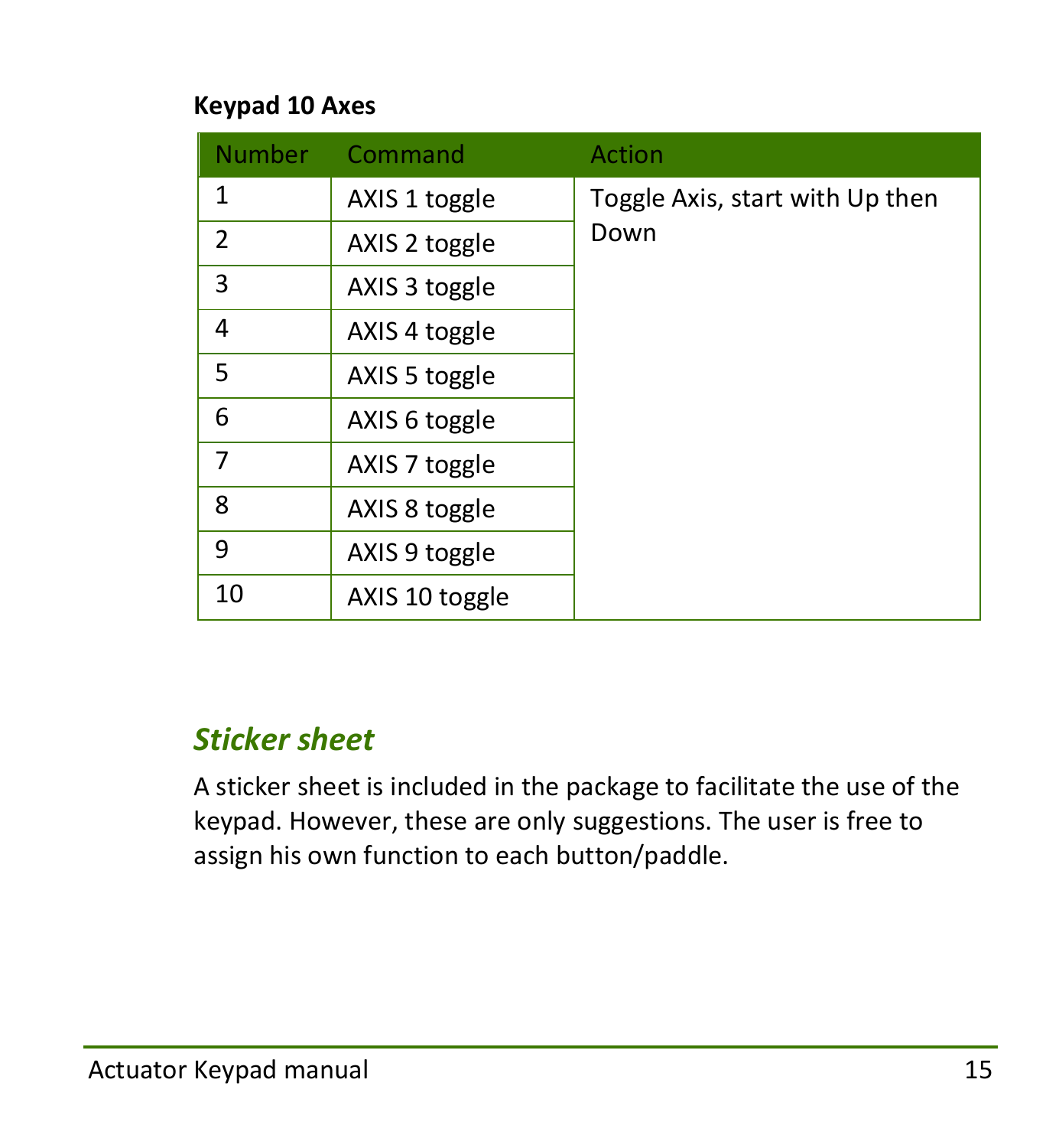**Keypad 10 Axes**

| Number | Command | Action |
|---|---|---|
| 1 | AXIS 1 toggle | Toggle Axis, start with Up then Down |
| 2 | AXIS 2 toggle | |
| 3 | AXIS 3 toggle | |
| 4 | AXIS 4 toggle | |
| 5 | AXIS 5 toggle | |
| 6 | AXIS 6 toggle | |
| 7 | AXIS 7 toggle | |
| 8 | AXIS 8 toggle | |
| 9 | AXIS 9 toggle | |
| 10 | AXIS 10 toggle | |

## *Sticker sheet*

A sticker sheet is included in the package to facilitate the use of the keypad. However, these are only suggestions. The user is free to assign his own function to each button/paddle.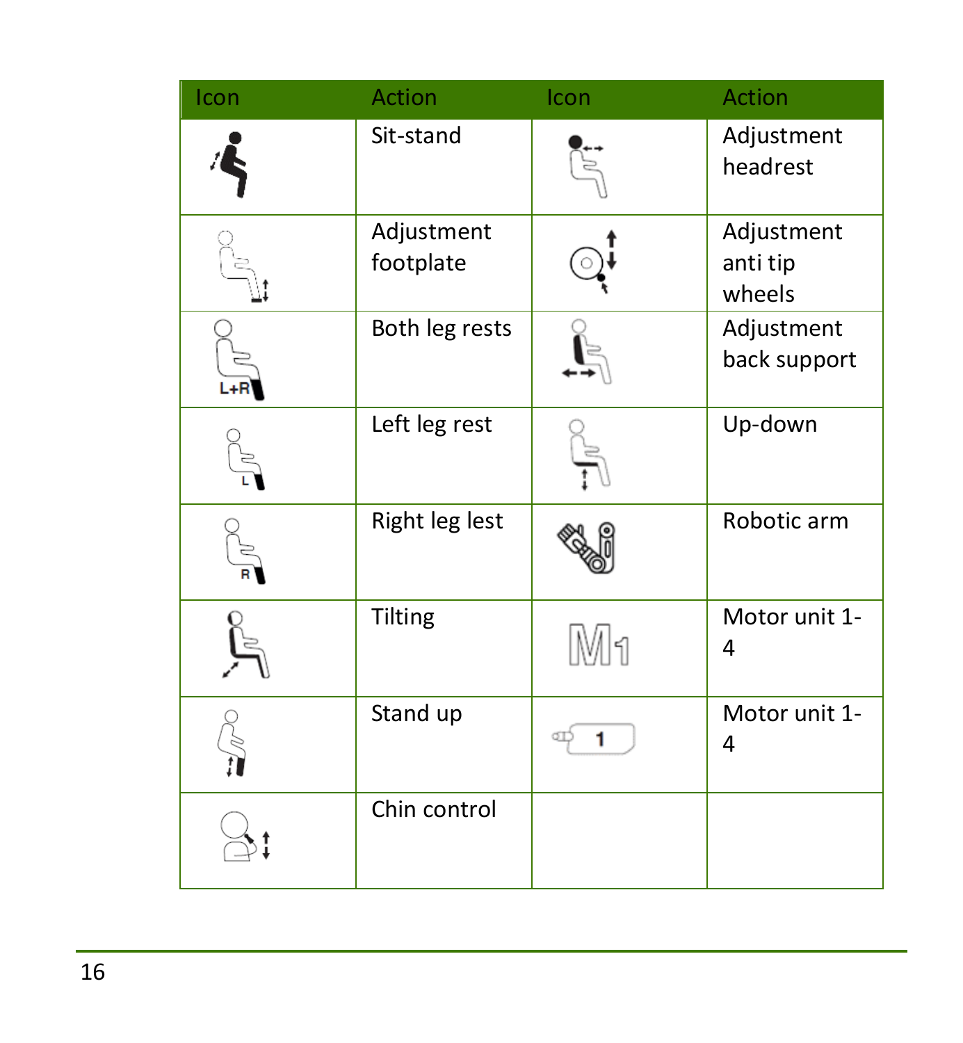| Icon | Action | Icon | Action |
|---|---|---|---|
| | Sit-stand | | Adjustment headrest |
| | Adjustment footplate | | Adjustment anti tip wheels |
| L+R | Both leg rests | | Adjustment back support |
| L | Left leg rest | | Up-down |
| R | Right leg lest | | Robotic arm |
| | Tilting | M1 | Motor unit 1-4 |
| | Stand up | 1 | Motor unit 1-4 |
| | Chin control | | |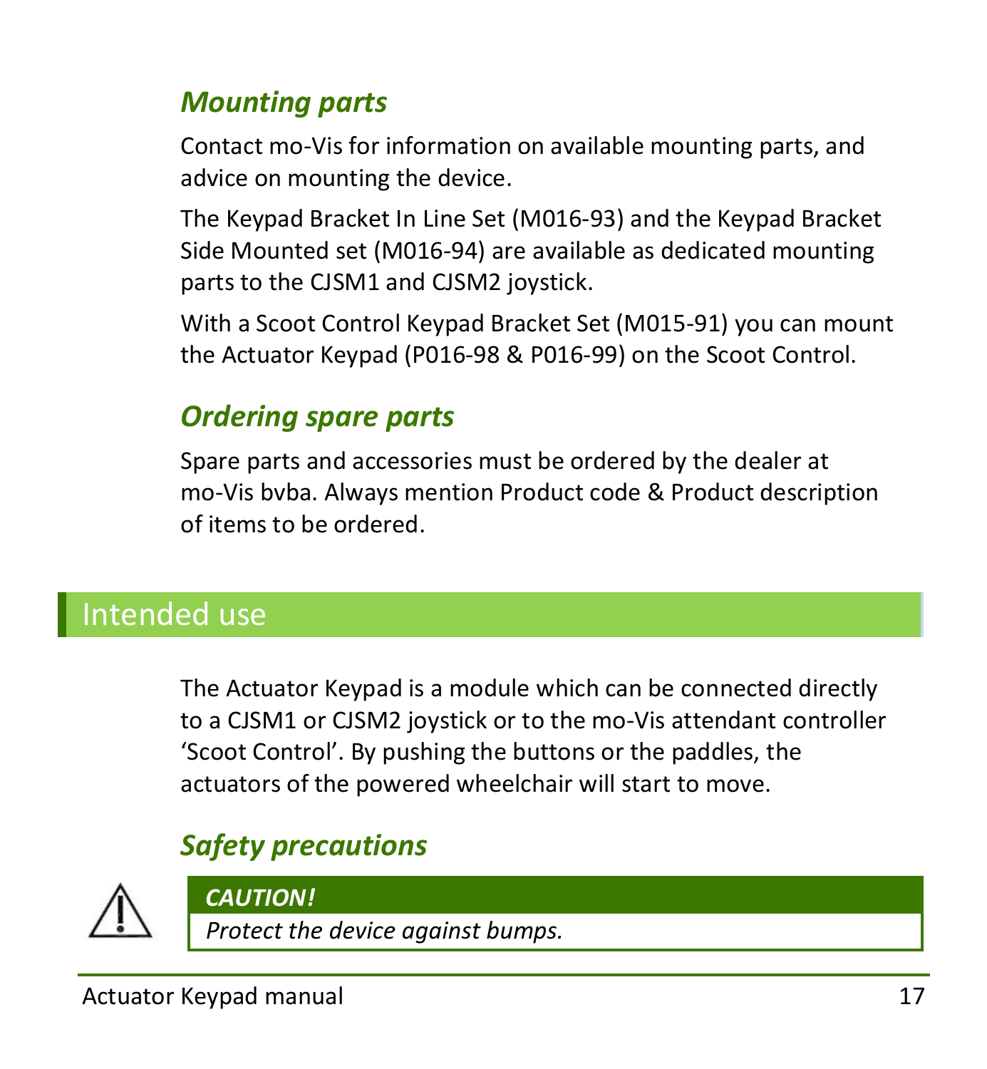### *Mounting parts*

Contact mo-Vis for information on available mounting parts, and advice on mounting the device.

The Keypad Bracket In Line Set (M016-93) and the Keypad Bracket Side Mounted set (M016-94) are available as dedicated mounting parts to the CJSM1 and CJSM2 joystick.

With a Scoot Control Keypad Bracket Set (M015-91) you can mount the Actuator Keypad (P016-98 & P016-99) on the Scoot Control.

### *Ordering spare parts*

Spare parts and accessories must be ordered by the dealer at mo-Vis bvba. Always mention Product code & Product description of items to be ordered.

## Intended use

The Actuator Keypad is a module which can be connected directly to a CJSM1 or CJSM2 joystick or to the mo-Vis attendant controller 'Scoot Control'. By pushing the buttons or the paddles, the actuators of the powered wheelchair will start to move.

### *Safety precautions*

***CAUTION!***

*Protect the device against bumps.*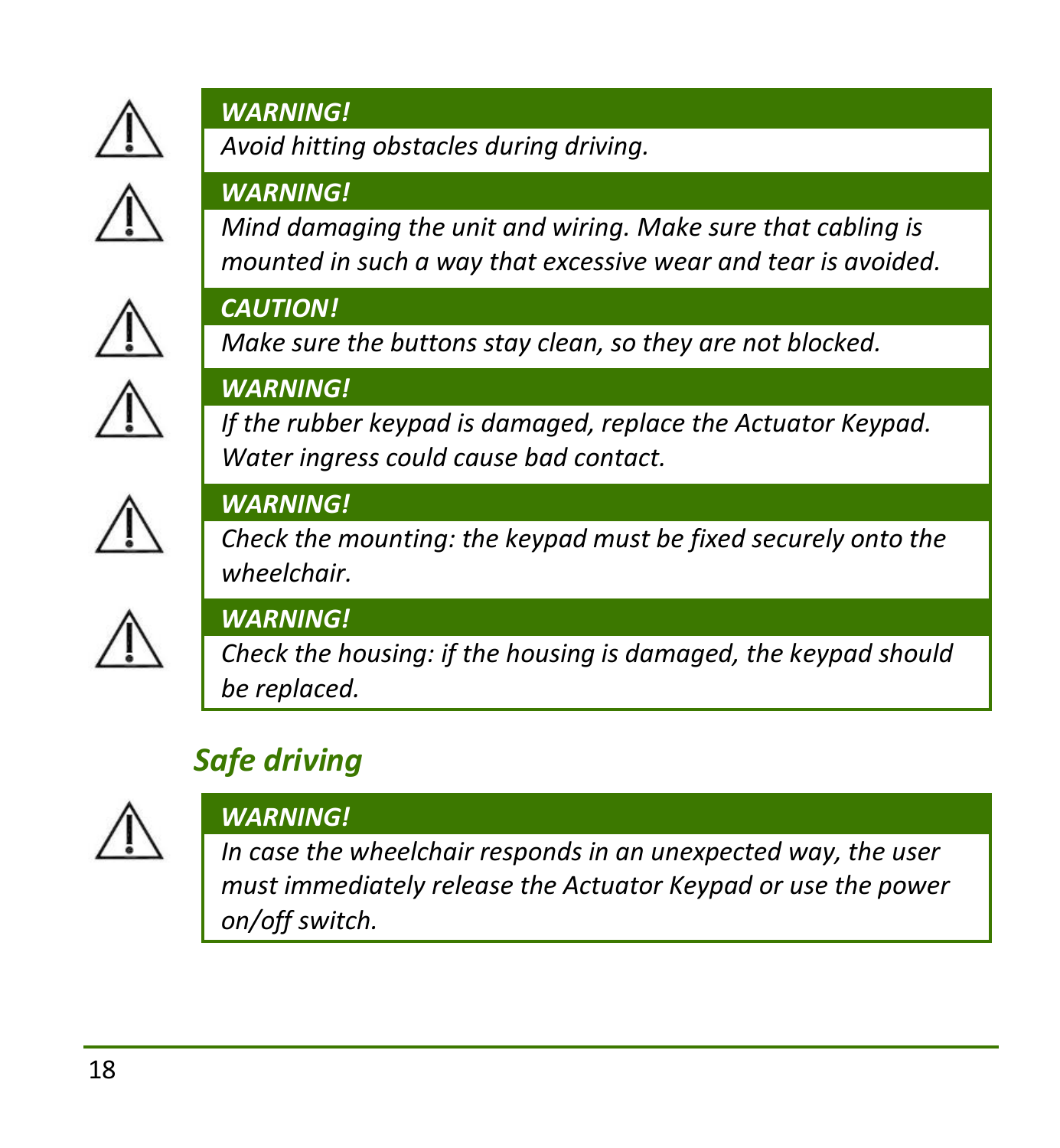***WARNING!***

*Avoid hitting obstacles during driving.*

***WARNING!***

*Mind damaging the unit and wiring. Make sure that cabling is mounted in such a way that excessive wear and tear is avoided.*

***CAUTION!***

*Make sure the buttons stay clean, so they are not blocked.*

***WARNING!***

*If the rubber keypad is damaged, replace the Actuator Keypad. Water ingress could cause bad contact.*

***WARNING!***

*Check the mounting: the keypad must be fixed securely onto the wheelchair.*

***WARNING!***

*Check the housing: if the housing is damaged, the keypad should be replaced.*

## *Safe driving*

***WARNING!***

*In case the wheelchair responds in an unexpected way, the user must immediately release the Actuator Keypad or use the power on/off switch.*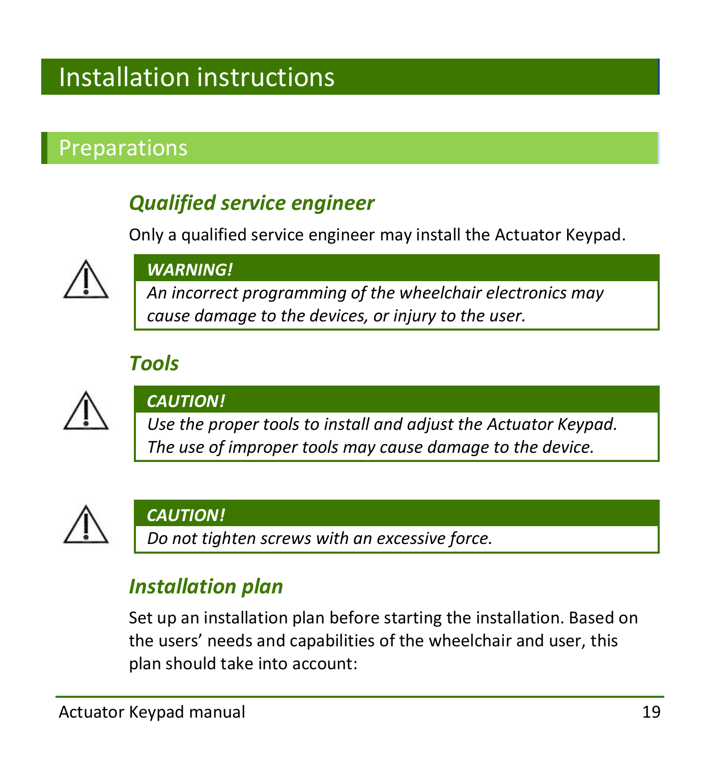# Installation instructions

## Preparations

### *Qualified service engineer*

Only a qualified service engineer may install the Actuator Keypad.

> ***WARNING!***
> *An incorrect programming of the wheelchair electronics may cause damage to the devices, or injury to the user.*

### *Tools*

> ***CAUTION!***
> *Use the proper tools to install and adjust the Actuator Keypad. The use of improper tools may cause damage to the device.*

> ***CAUTION!***
> *Do not tighten screws with an excessive force.*

### *Installation plan*

Set up an installation plan before starting the installation. Based on the users' needs and capabilities of the wheelchair and user, this plan should take into account: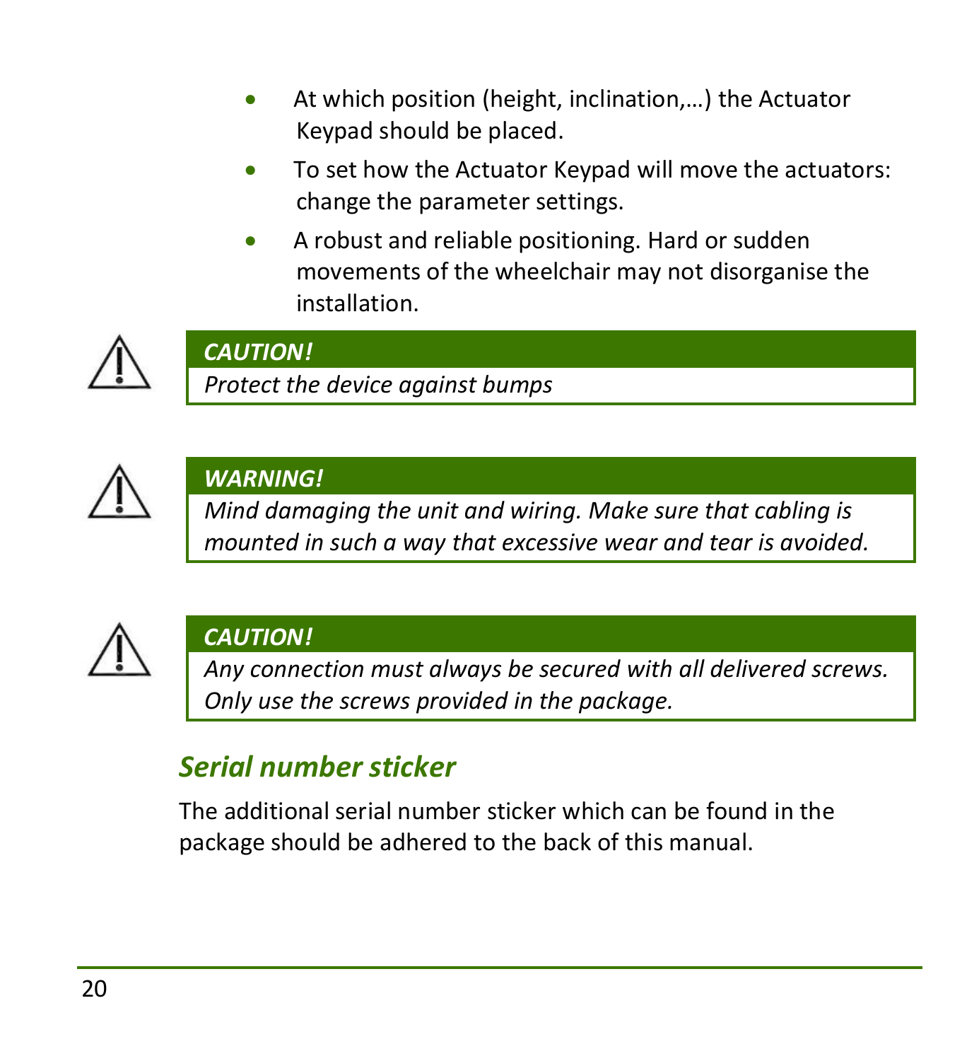- At which position (height, inclination,…) the Actuator Keypad should be placed.
- To set how the Actuator Keypad will move the actuators: change the parameter settings.
- A robust and reliable positioning. Hard or sudden movements of the wheelchair may not disorganise the installation.

> ***CAUTION!***
>
> *Protect the device against bumps*

> ***WARNING!***
>
> *Mind damaging the unit and wiring. Make sure that cabling is mounted in such a way that excessive wear and tear is avoided.*

> ***CAUTION!***
>
> *Any connection must always be secured with all delivered screws. Only use the screws provided in the package.*

## *Serial number sticker*

The additional serial number sticker which can be found in the package should be adhered to the back of this manual.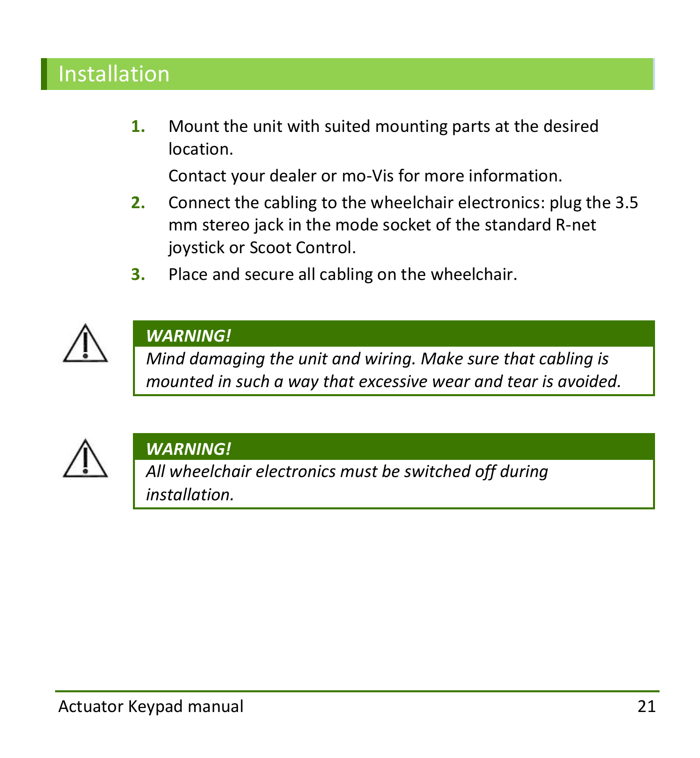# Installation

1. Mount the unit with suited mounting parts at the desired location.

   Contact your dealer or mo-Vis for more information.

2. Connect the cabling to the wheelchair electronics: plug the 3.5 mm stereo jack in the mode socket of the standard R-net joystick or Scoot Control.

3. Place and secure all cabling on the wheelchair.

> ***WARNING!***
> *Mind damaging the unit and wiring. Make sure that cabling is mounted in such a way that excessive wear and tear is avoided.*

> ***WARNING!***
> *All wheelchair electronics must be switched off during installation.*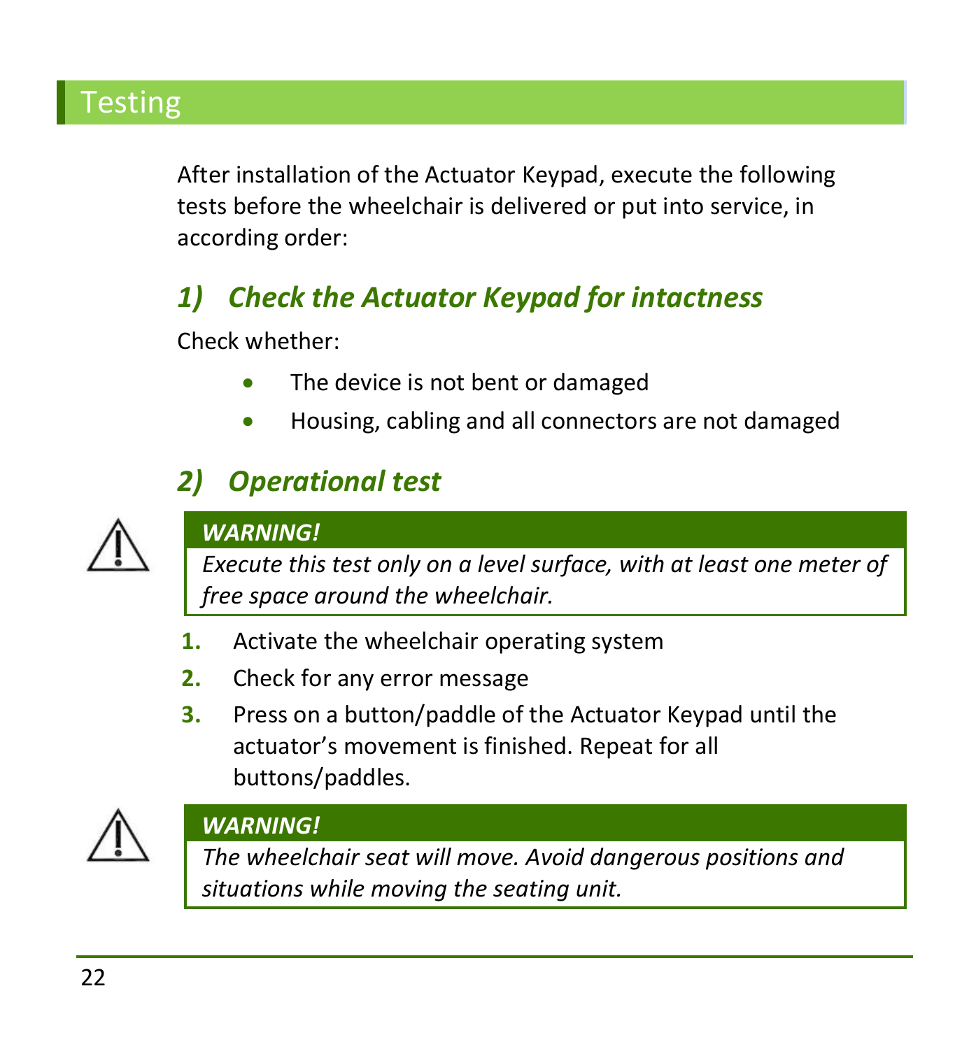# Testing

After installation of the Actuator Keypad, execute the following tests before the wheelchair is delivered or put into service, in according order:

## *1) Check the Actuator Keypad for intactness*

Check whether:

- The device is not bent or damaged
- Housing, cabling and all connectors are not damaged

## *2) Operational test*

> ***WARNING!***
> *Execute this test only on a level surface, with at least one meter of free space around the wheelchair.*

1. Activate the wheelchair operating system
2. Check for any error message
3. Press on a button/paddle of the Actuator Keypad until the actuator's movement is finished. Repeat for all buttons/paddles.

> ***WARNING!***
> *The wheelchair seat will move. Avoid dangerous positions and situations while moving the seating unit.*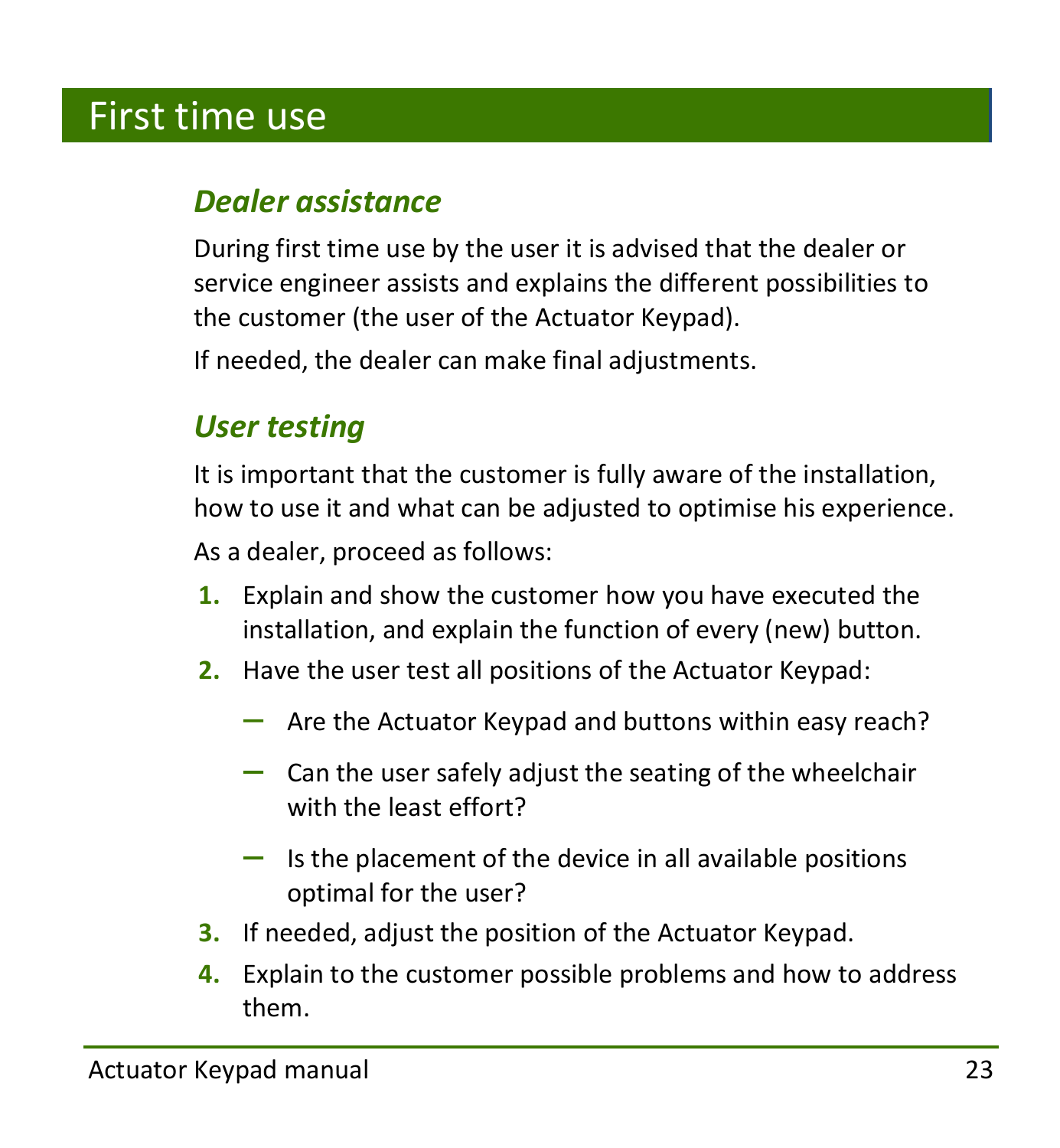# First time use

## *Dealer assistance*

During first time use by the user it is advised that the dealer or service engineer assists and explains the different possibilities to the customer (the user of the Actuator Keypad).

If needed, the dealer can make final adjustments.

## *User testing*

It is important that the customer is fully aware of the installation, how to use it and what can be adjusted to optimise his experience.

As a dealer, proceed as follows:

1. Explain and show the customer how you have executed the installation, and explain the function of every (new) button.
2. Have the user test all positions of the Actuator Keypad:
   - Are the Actuator Keypad and buttons within easy reach?
   - Can the user safely adjust the seating of the wheelchair with the least effort?
   - Is the placement of the device in all available positions optimal for the user?
3. If needed, adjust the position of the Actuator Keypad.
4. Explain to the customer possible problems and how to address them.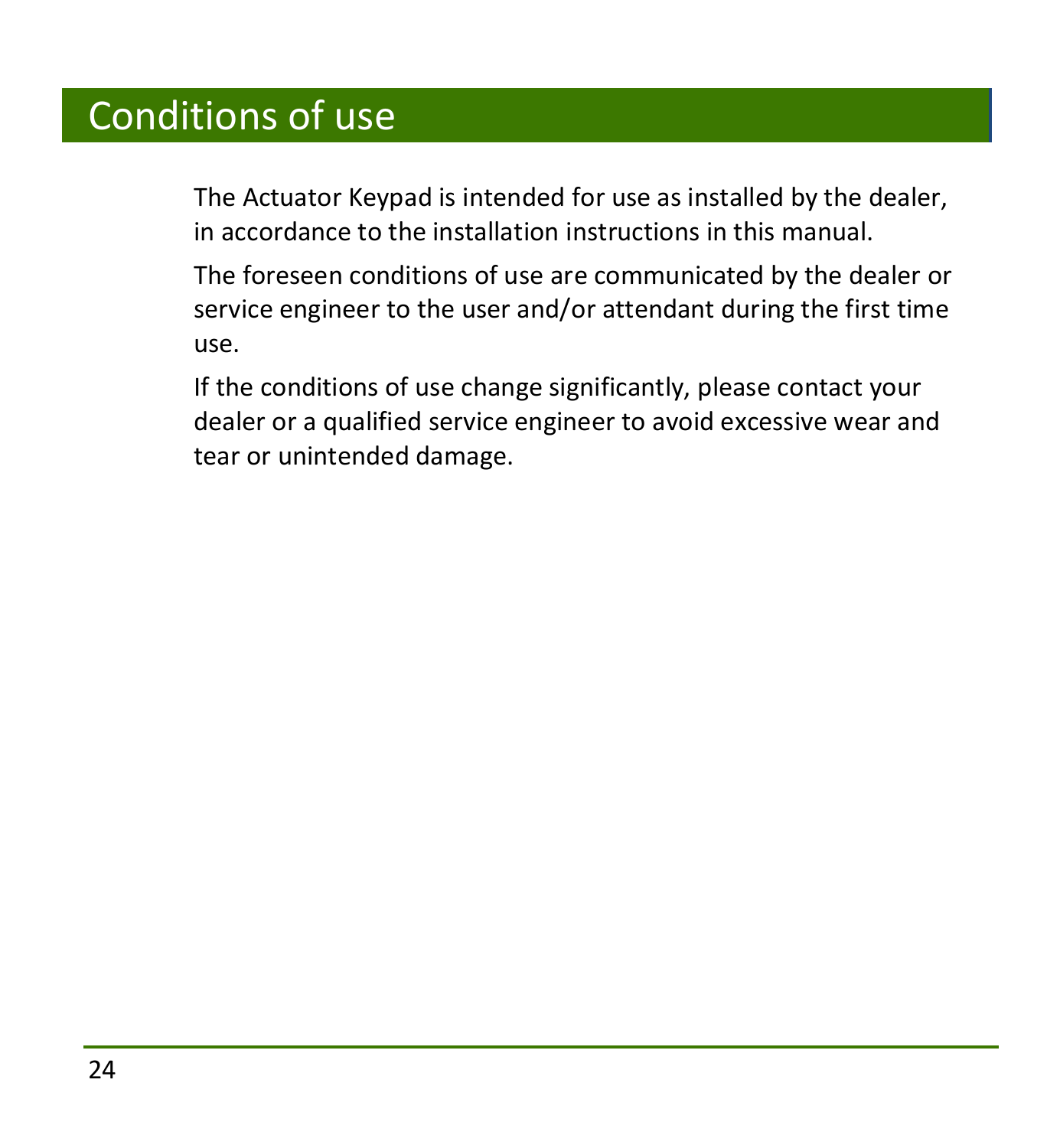# Conditions of use

The Actuator Keypad is intended for use as installed by the dealer, in accordance to the installation instructions in this manual.

The foreseen conditions of use are communicated by the dealer or service engineer to the user and/or attendant during the first time use.

If the conditions of use change significantly, please contact your dealer or a qualified service engineer to avoid excessive wear and tear or unintended damage.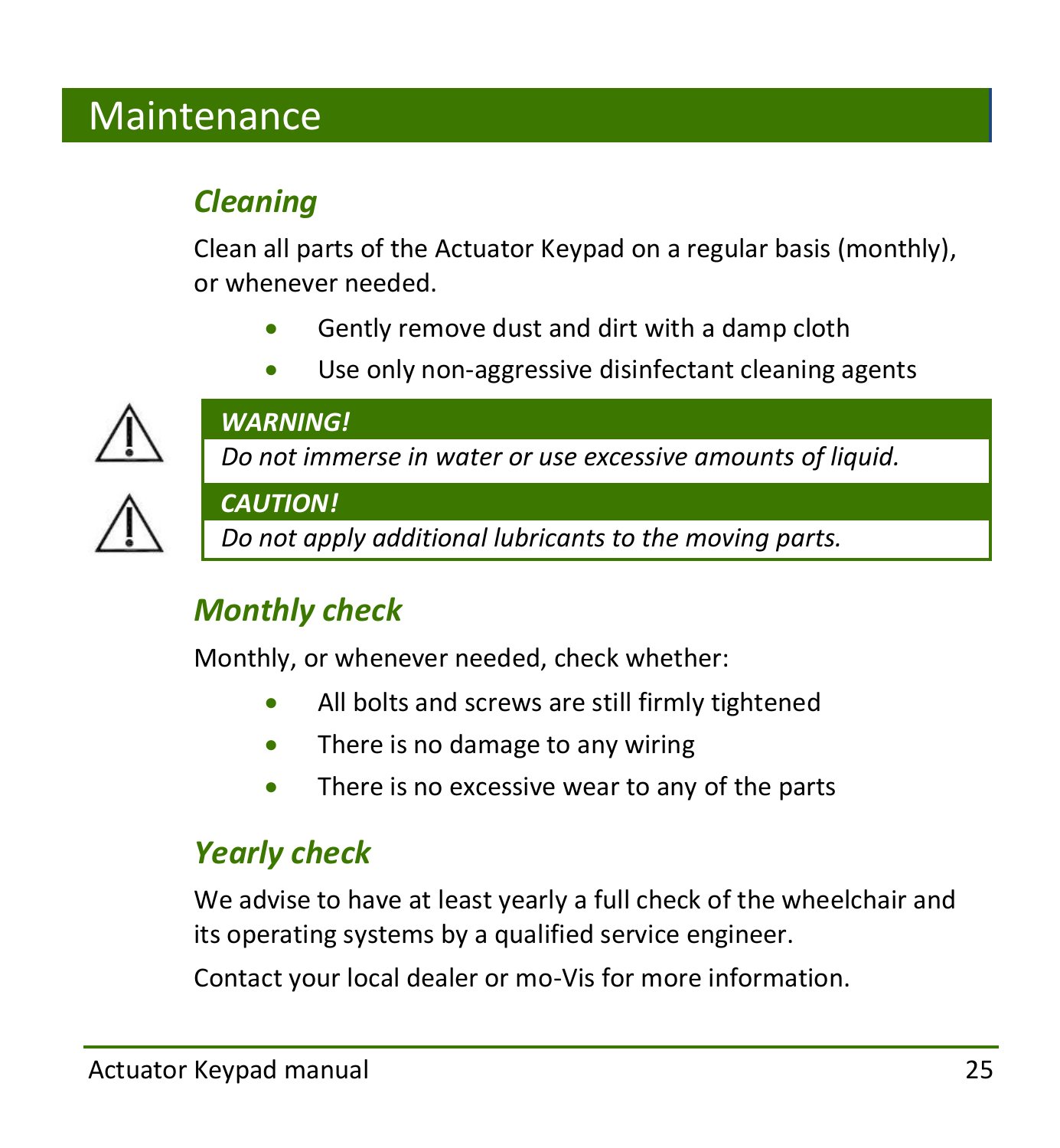# Maintenance

## *Cleaning*

Clean all parts of the Actuator Keypad on a regular basis (monthly), or whenever needed.

- Gently remove dust and dirt with a damp cloth
- Use only non-aggressive disinfectant cleaning agents

> ***WARNING!***
> *Do not immerse in water or use excessive amounts of liquid.*

> ***CAUTION!***
> *Do not apply additional lubricants to the moving parts.*

## *Monthly check*

Monthly, or whenever needed, check whether:

- All bolts and screws are still firmly tightened
- There is no damage to any wiring
- There is no excessive wear to any of the parts

## *Yearly check*

We advise to have at least yearly a full check of the wheelchair and its operating systems by a qualified service engineer.

Contact your local dealer or mo-Vis for more information.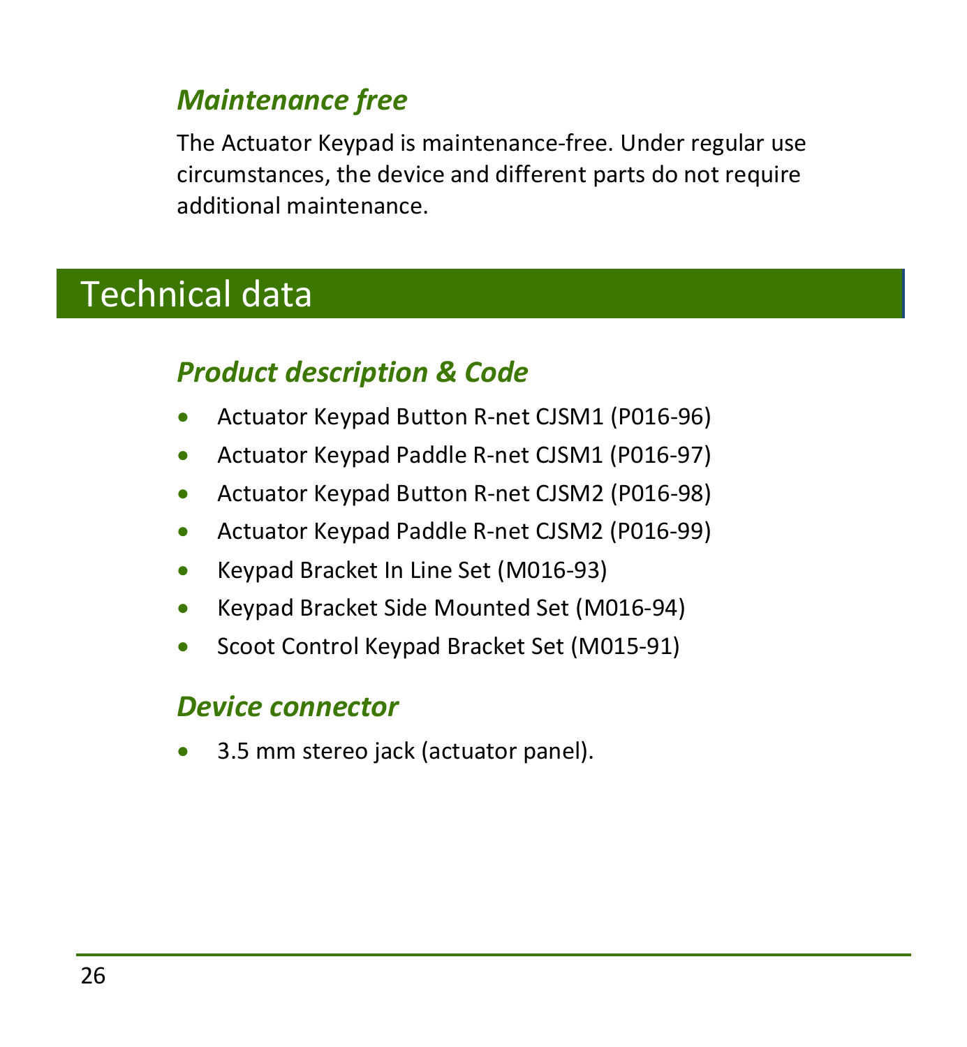### *Maintenance free*

The Actuator Keypad is maintenance-free. Under regular use circumstances, the device and different parts do not require additional maintenance.

# Technical data

### *Product description & Code*

- Actuator Keypad Button R-net CJSM1 (P016-96)
- Actuator Keypad Paddle R-net CJSM1 (P016-97)
- Actuator Keypad Button R-net CJSM2 (P016-98)
- Actuator Keypad Paddle R-net CJSM2 (P016-99)
- Keypad Bracket In Line Set (M016-93)
- Keypad Bracket Side Mounted Set (M016-94)
- Scoot Control Keypad Bracket Set (M015-91)

### *Device connector*

- 3.5 mm stereo jack (actuator panel).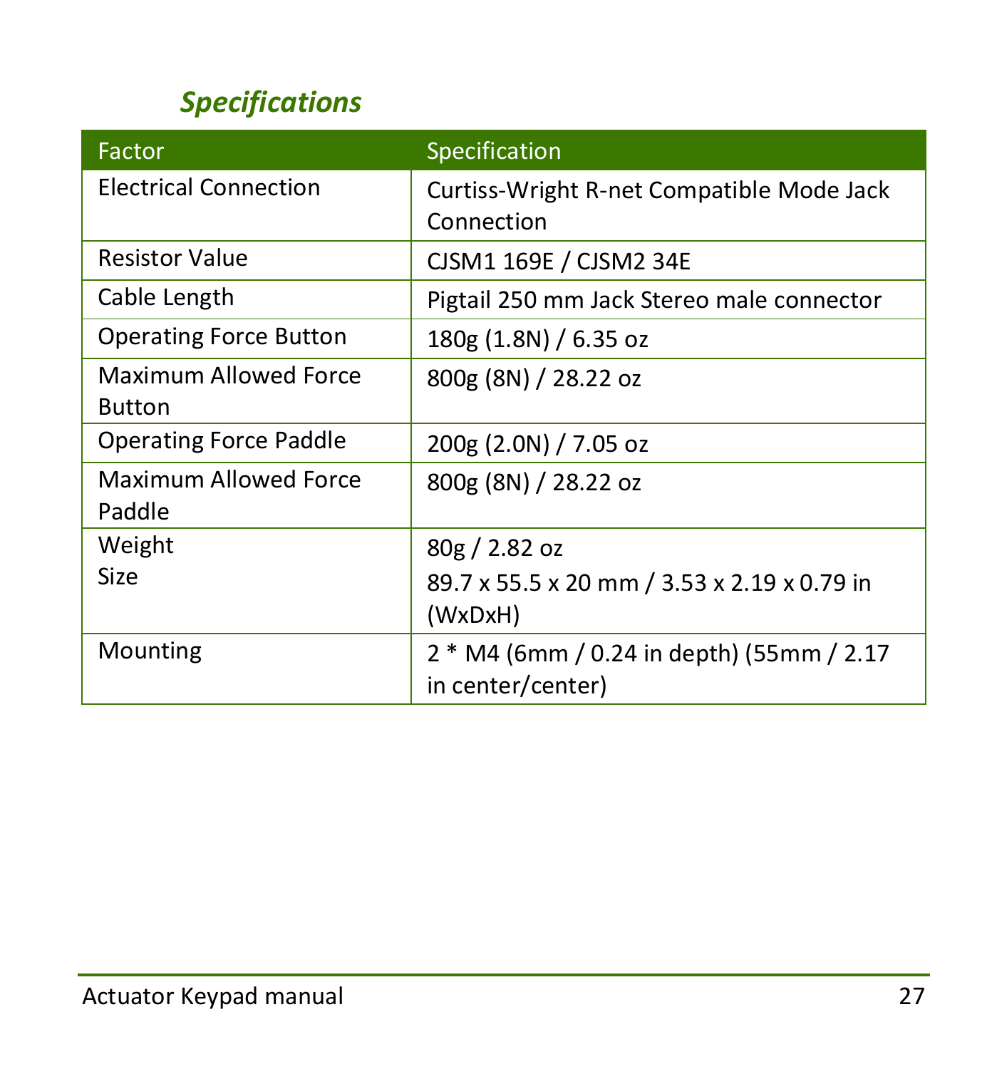## *Specifications*

| Factor | Specification |
|---|---|
| Electrical Connection | Curtiss-Wright R-net Compatible Mode Jack Connection |
| Resistor Value | CJSM1 169E / CJSM2 34E |
| Cable Length | Pigtail 250 mm Jack Stereo male connector |
| Operating Force Button | 180g (1.8N) / 6.35 oz |
| Maximum Allowed Force Button | 800g (8N) / 28.22 oz |
| Operating Force Paddle | 200g (2.0N) / 7.05 oz |
| Maximum Allowed Force Paddle | 800g (8N) / 28.22 oz |
| Weight<br>Size | 80g / 2.82 oz<br>89.7 x 55.5 x 20 mm / 3.53 x 2.19 x 0.79 in (WxDxH) |
| Mounting | 2 * M4 (6mm / 0.24 in depth) (55mm / 2.17 in center/center) |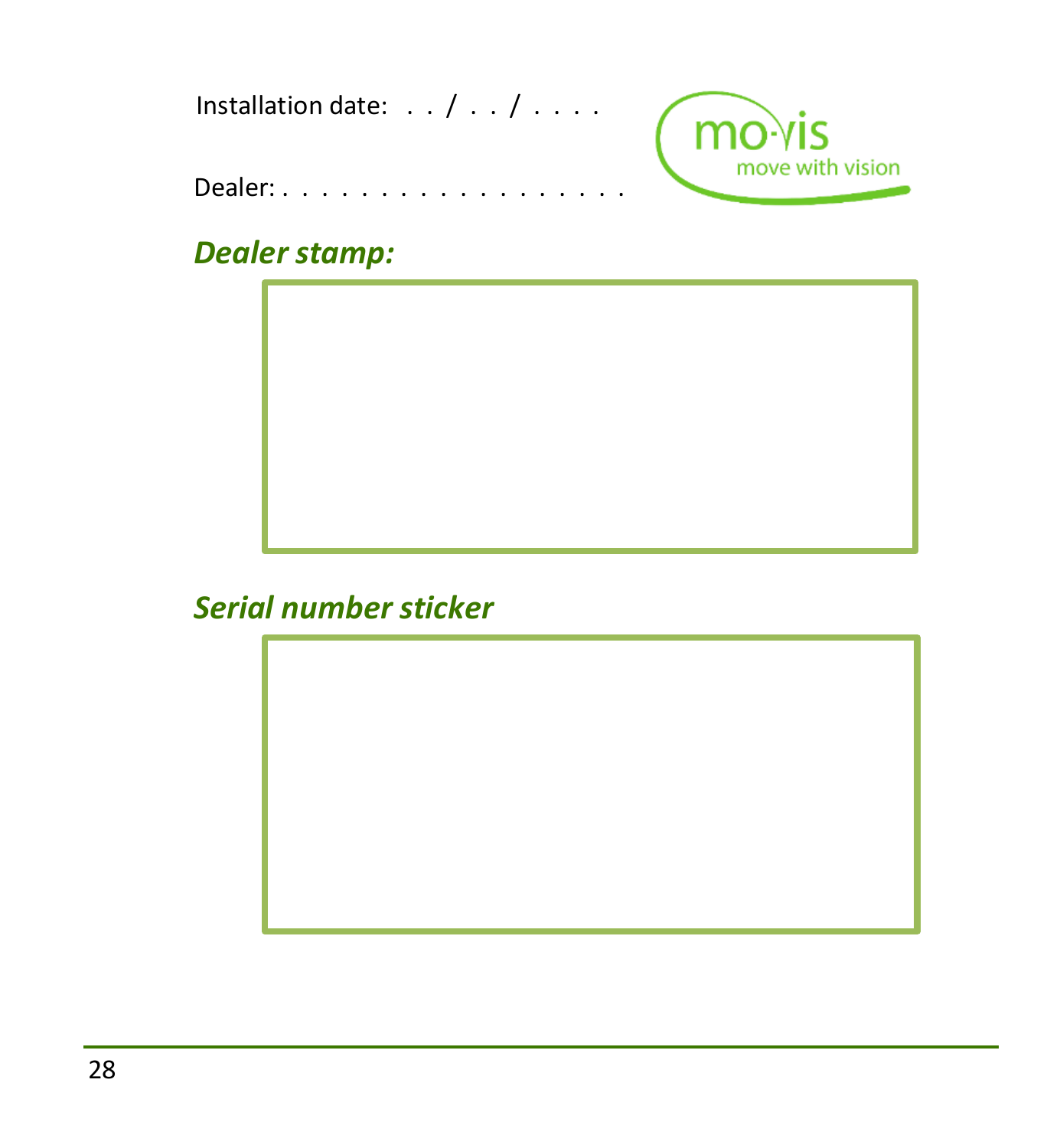Installation date: . . / . . / . . . .

Dealer: . . . . . . . . . . . . . . . . . . .

mo·vis

move with vision

***Dealer stamp:***

***Serial number sticker***